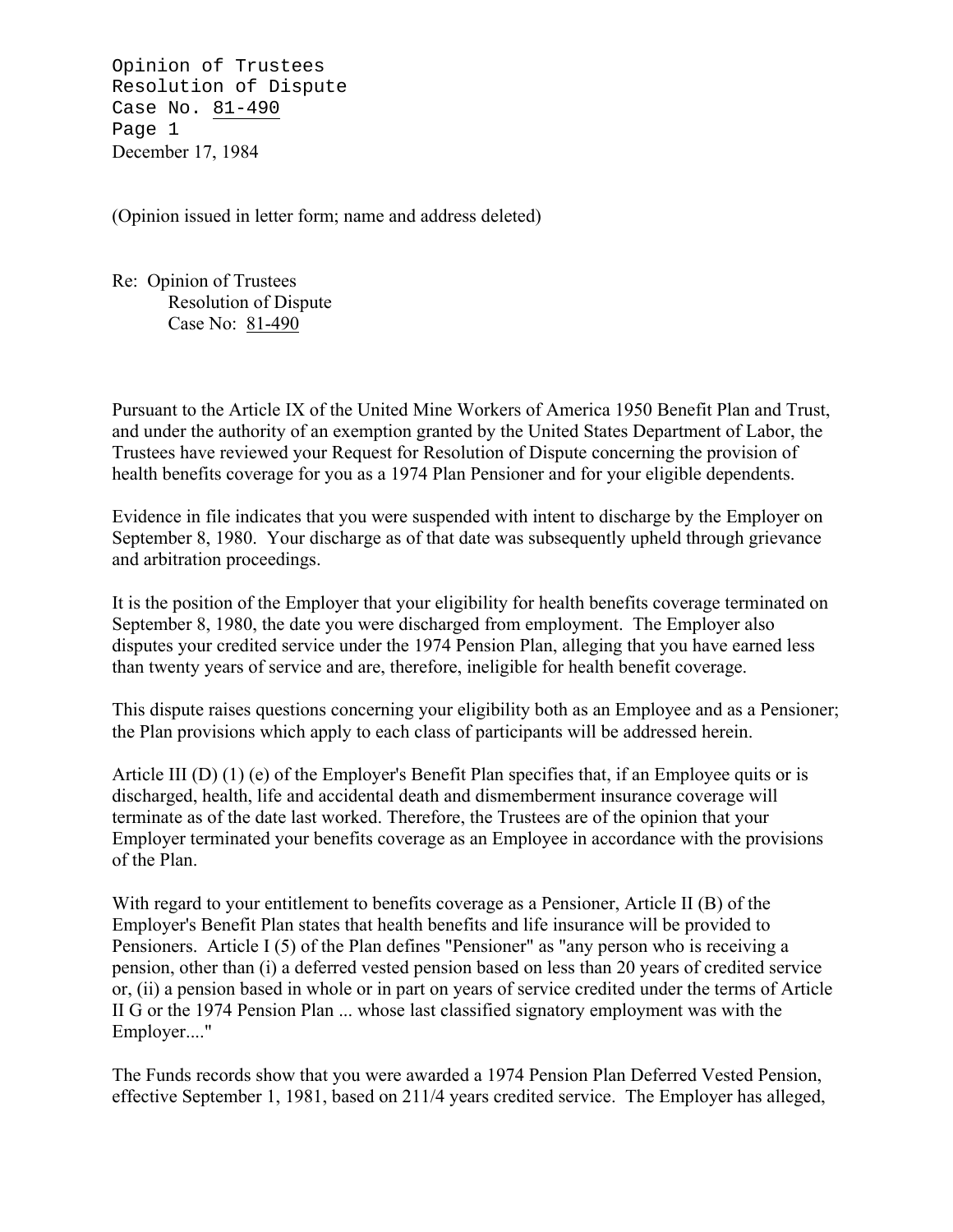Opinion of Trustees
Resolution of Dispute
Case No. 81-490
Page 1
December 17, 1984

(Opinion issued in letter form; name and address deleted)

Re: Opinion of Trustees
Resolution of Dispute
Case No: 81-490

Pursuant to the Article IX of the United Mine Workers of America 1950 Benefit Plan and Trust, and under the authority of an exemption granted by the United States Department of Labor, the Trustees have reviewed your Request for Resolution of Dispute concerning the provision of health benefits coverage for you as a 1974 Plan Pensioner and for your eligible dependents.

Evidence in file indicates that you were suspended with intent to discharge by the Employer on September 8, 1980. Your discharge as of that date was subsequently upheld through grievance and arbitration proceedings.

It is the position of the Employer that your eligibility for health benefits coverage terminated on September 8, 1980, the date you were discharged from employment. The Employer also disputes your credited service under the 1974 Pension Plan, alleging that you have earned less than twenty years of service and are, therefore, ineligible for health benefit coverage.

This dispute raises questions concerning your eligibility both as an Employee and as a Pensioner; the Plan provisions which apply to each class of participants will be addressed herein.

Article III (D) (1) (e) of the Employer's Benefit Plan specifies that, if an Employee quits or is discharged, health, life and accidental death and dismemberment insurance coverage will terminate as of the date last worked. Therefore, the Trustees are of the opinion that your Employer terminated your benefits coverage as an Employee in accordance with the provisions of the Plan.

With regard to your entitlement to benefits coverage as a Pensioner, Article II (B) of the Employer's Benefit Plan states that health benefits and life insurance will be provided to Pensioners. Article I (5) of the Plan defines "Pensioner" as "any person who is receiving a pension, other than (i) a deferred vested pension based on less than 20 years of credited service or, (ii) a pension based in whole or in part on years of service credited under the terms of Article II G or the 1974 Pension Plan ... whose last classified signatory employment was with the Employer...."

The Funds records show that you were awarded a 1974 Pension Plan Deferred Vested Pension, effective September 1, 1981, based on 211/4 years credited service. The Employer has alleged,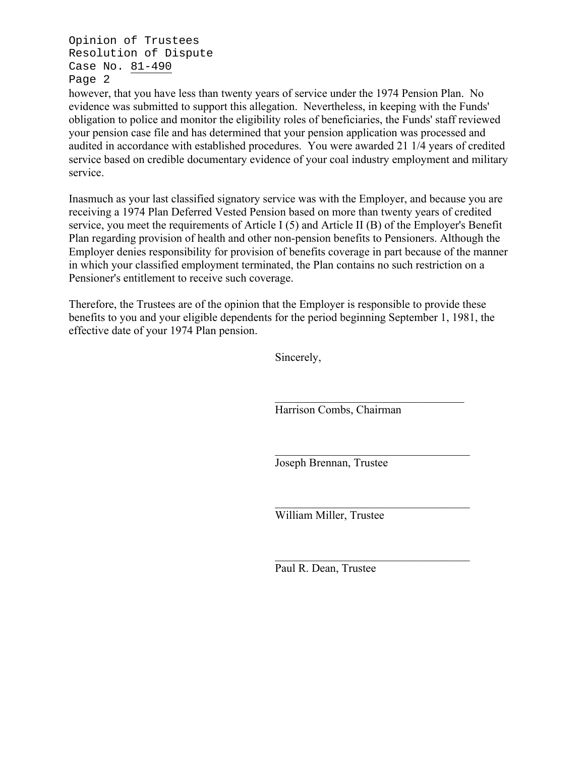however, that you have less than twenty years of service under the 1974 Pension Plan. No evidence was submitted to support this allegation. Nevertheless, in keeping with the Funds' obligation to police and monitor the eligibility roles of beneficiaries, the Funds' staff reviewed your pension case file and has determined that your pension application was processed and audited in accordance with established procedures. You were awarded 21 1/4 years of credited service based on credible documentary evidence of your coal industry employment and military service.

Inasmuch as your last classified signatory service was with the Employer, and because you are receiving a 1974 Plan Deferred Vested Pension based on more than twenty years of credited service, you meet the requirements of Article I (5) and Article II (B) of the Employer's Benefit Plan regarding provision of health and other non-pension benefits to Pensioners. Although the Employer denies responsibility for provision of benefits coverage in part because of the manner in which your classified employment terminated, the Plan contains no such restriction on a Pensioner's entitlement to receive such coverage.

Therefore, the Trustees are of the opinion that the Employer is responsible to provide these benefits to you and your eligible dependents for the period beginning September 1, 1981, the effective date of your 1974 Plan pension.

Sincerely,

\_\_\_\_\_\_\_\_\_\_\_\_\_\_\_\_\_\_\_\_\_\_\_\_\_\_\_\_\_\_\_\_\_\_
Harrison Combs, Chairman

\_\_\_\_\_\_\_\_\_\_\_\_\_\_\_\_\_\_\_\_\_\_\_\_\_\_\_\_\_\_\_\_\_\_
Joseph Brennan, Trustee

\_\_\_\_\_\_\_\_\_\_\_\_\_\_\_\_\_\_\_\_\_\_\_\_\_\_\_\_\_\_\_\_\_\_
William Miller, Trustee

\_\_\_\_\_\_\_\_\_\_\_\_\_\_\_\_\_\_\_\_\_\_\_\_\_\_\_\_\_\_\_\_\_\_
Paul R. Dean, Trustee